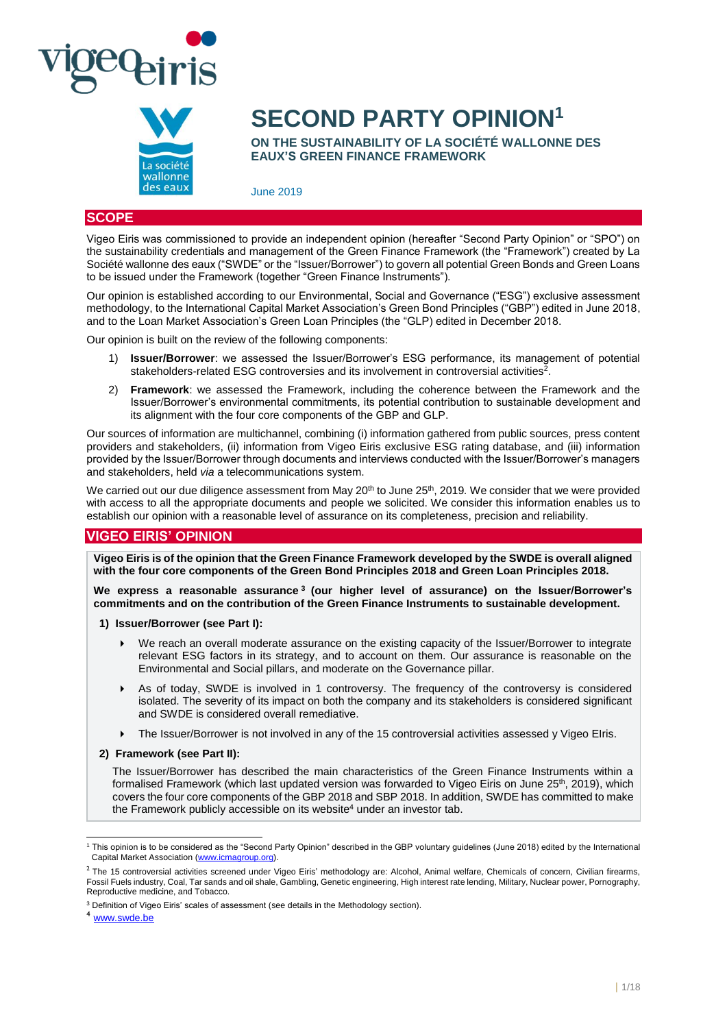# SECOND PARTY OPINION[1]

**ON THE SUSTAINABILITY OF LA SOCIÉTÉ WALLONNE DES EAUX'S GREEN FINANCE FRAMEWORK**

June 2019

## SCOPE

Vigeo Eiris was commissioned to provide an independent opinion (hereafter "Second Party Opinion" or "SPO") on the sustainability credentials and management of the Green Finance Framework (the "Framework") created by La Société wallonne des eaux ("SWDE" or the "Issuer/Borrower") to govern all potential Green Bonds and Green Loans to be issued under the Framework (together "Green Finance Instruments").

Our opinion is established according to our Environmental, Social and Governance ("ESG") exclusive assessment methodology, to the International Capital Market Association's Green Bond Principles ("GBP") edited in June 2018, and to the Loan Market Association's Green Loan Principles (the "GLP) edited in December 2018.

Our opinion is built on the review of the following components:

1) **Issuer/Borrower**: we assessed the Issuer/Borrower's ESG performance, its management of potential stakeholders-related ESG controversies and its involvement in controversial activities[2].
2) **Framework**: we assessed the Framework, including the coherence between the Framework and the Issuer/Borrower's environmental commitments, its potential contribution to sustainable development and its alignment with the four core components of the GBP and GLP.

Our sources of information are multichannel, combining (i) information gathered from public sources, press content providers and stakeholders, (ii) information from Vigeo Eiris exclusive ESG rating database, and (iii) information provided by the Issuer/Borrower through documents and interviews conducted with the Issuer/Borrower's managers and stakeholders, held *via* a telecommunications system.

We carried out our due diligence assessment from May 20th to June 25th, 2019. We consider that we were provided with access to all the appropriate documents and people we solicited. We consider this information enables us to establish our opinion with a reasonable level of assurance on its completeness, precision and reliability.

## VIGEO EIRIS' OPINION

**Vigeo Eiris is of the opinion that the Green Finance Framework developed by the SWDE is overall aligned with the four core components of the Green Bond Principles 2018 and Green Loan Principles 2018.**

**We express a reasonable assurance[3] (our higher level of assurance) on the Issuer/Borrower's commitments and on the contribution of the Green Finance Instruments to sustainable development.**

**1) Issuer/Borrower (see Part I):**

- We reach an overall moderate assurance on the existing capacity of the Issuer/Borrower to integrate relevant ESG factors in its strategy, and to account on them. Our assurance is reasonable on the Environmental and Social pillars, and moderate on the Governance pillar.
- As of today, SWDE is involved in 1 controversy. The frequency of the controversy is considered isolated. The severity of its impact on both the company and its stakeholders is considered significant and SWDE is considered overall remediative.
- The Issuer/Borrower is not involved in any of the 15 controversial activities assessed y Vigeo EIris.

**2) Framework (see Part II):**

The Issuer/Borrower has described the main characteristics of the Green Finance Instruments within a formalised Framework (which last updated version was forwarded to Vigeo Eiris on June 25th, 2019), which covers the four core components of the GBP 2018 and SBP 2018. In addition, SWDE has committed to make the Framework publicly accessible on its website[4] under an investor tab.

---

[1] This opinion is to be considered as the "Second Party Opinion" described in the GBP voluntary guidelines (June 2018) edited by the International Capital Market Association (www.icmagroup.org).

[2] The 15 controversial activities screened under Vigeo Eiris' methodology are: Alcohol, Animal welfare, Chemicals of concern, Civilian firearms, Fossil Fuels industry, Coal, Tar sands and oil shale, Gambling, Genetic engineering, High interest rate lending, Military, Nuclear power, Pornography, Reproductive medicine, and Tobacco.

[3] Definition of Vigeo Eiris' scales of assessment (see details in the Methodology section).

[4] www.swde.be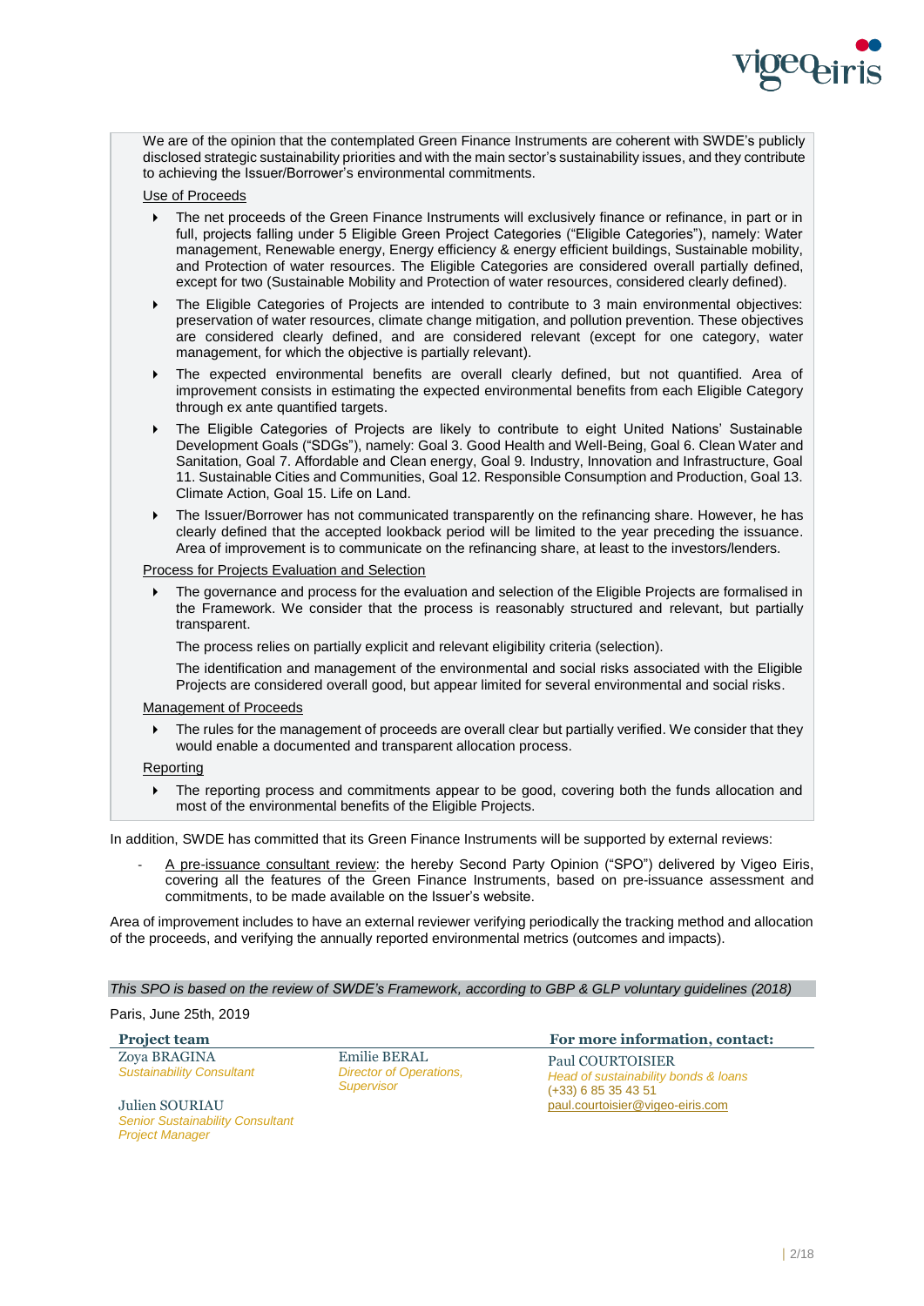We are of the opinion that the contemplated Green Finance Instruments are coherent with SWDE's publicly disclosed strategic sustainability priorities and with the main sector's sustainability issues, and they contribute to achieving the Issuer/Borrower's environmental commitments.

Use of Proceeds

- The net proceeds of the Green Finance Instruments will exclusively finance or refinance, in part or in full, projects falling under 5 Eligible Green Project Categories ("Eligible Categories"), namely: Water management, Renewable energy, Energy efficiency & energy efficient buildings, Sustainable mobility, and Protection of water resources. The Eligible Categories are considered overall partially defined, except for two (Sustainable Mobility and Protection of water resources, considered clearly defined).
- The Eligible Categories of Projects are intended to contribute to 3 main environmental objectives: preservation of water resources, climate change mitigation, and pollution prevention. These objectives are considered clearly defined, and are considered relevant (except for one category, water management, for which the objective is partially relevant).
- The expected environmental benefits are overall clearly defined, but not quantified. Area of improvement consists in estimating the expected environmental benefits from each Eligible Category through ex ante quantified targets.
- The Eligible Categories of Projects are likely to contribute to eight United Nations' Sustainable Development Goals ("SDGs"), namely: Goal 3. Good Health and Well-Being, Goal 6. Clean Water and Sanitation, Goal 7. Affordable and Clean energy, Goal 9. Industry, Innovation and Infrastructure, Goal 11. Sustainable Cities and Communities, Goal 12. Responsible Consumption and Production, Goal 13. Climate Action, Goal 15. Life on Land.
- The Issuer/Borrower has not communicated transparently on the refinancing share. However, he has clearly defined that the accepted lookback period will be limited to the year preceding the issuance. Area of improvement is to communicate on the refinancing share, at least to the investors/lenders.

Process for Projects Evaluation and Selection

- The governance and process for the evaluation and selection of the Eligible Projects are formalised in the Framework. We consider that the process is reasonably structured and relevant, but partially transparent.

  The process relies on partially explicit and relevant eligibility criteria (selection).

  The identification and management of the environmental and social risks associated with the Eligible Projects are considered overall good, but appear limited for several environmental and social risks.

Management of Proceeds

- The rules for the management of proceeds are overall clear but partially verified. We consider that they would enable a documented and transparent allocation process.

Reporting

- The reporting process and commitments appear to be good, covering both the funds allocation and most of the environmental benefits of the Eligible Projects.

In addition, SWDE has committed that its Green Finance Instruments will be supported by external reviews:

- A pre-issuance consultant review: the hereby Second Party Opinion ("SPO") delivered by Vigeo Eiris, covering all the features of the Green Finance Instruments, based on pre-issuance assessment and commitments, to be made available on the Issuer's website.

Area of improvement includes to have an external reviewer verifying periodically the tracking method and allocation of the proceeds, and verifying the annually reported environmental metrics (outcomes and impacts).

*This SPO is based on the review of SWDE's Framework, according to GBP & GLP voluntary guidelines (2018)*

Paris, June 25th, 2019

**Project team**

Zoya BRAGINA
*Sustainability Consultant*

Julien SOURIAU
*Senior Sustainability Consultant*
*Project Manager*

Emilie BERAL
*Director of Operations, Supervisor*

**For more information, contact:**

Paul COURTOISIER
*Head of sustainability bonds & loans*
(+33) 6 85 35 43 51
paul.courtoisier@vigeo-eiris.com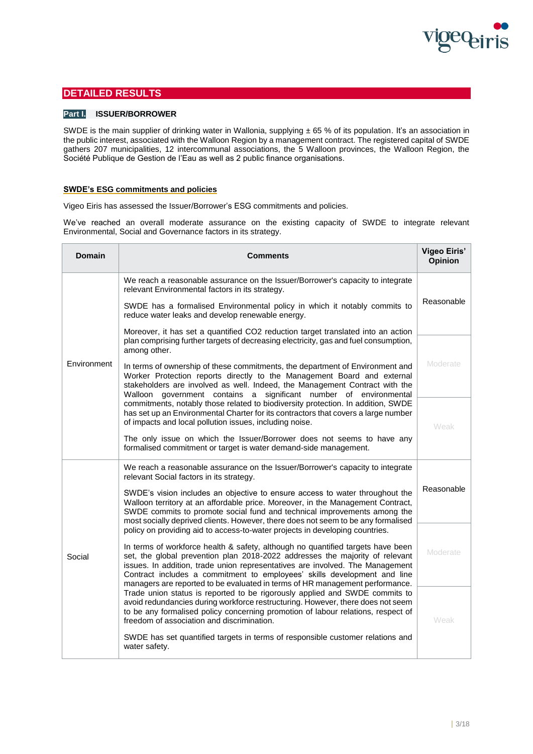## DETAILED RESULTS

### Part I. ISSUER/BORROWER

SWDE is the main supplier of drinking water in Wallonia, supplying ± 65 % of its population. It's an association in the public interest, associated with the Walloon Region by a management contract. The registered capital of SWDE gathers 207 municipalities, 12 intercommunal associations, the 5 Walloon provinces, the Walloon Region, the Société Publique de Gestion de l'Eau as well as 2 public finance organisations.

**SWDE's ESG commitments and policies**

Vigeo Eiris has assessed the Issuer/Borrower's ESG commitments and policies.

We've reached an overall moderate assurance on the existing capacity of SWDE to integrate relevant Environmental, Social and Governance factors in its strategy.

| Domain | Comments | Vigeo Eiris' Opinion |
|---|---|---|
| Environment | We reach a reasonable assurance on the Issuer/Borrower's capacity to integrate relevant Environmental factors in its strategy.<br><br>SWDE has a formalised Environmental policy in which it notably commits to reduce water leaks and develop renewable energy.<br><br>Moreover, it has set a quantified CO2 reduction target translated into an action plan comprising further targets of decreasing electricity, gas and fuel consumption, among other.<br><br>In terms of ownership of these commitments, the department of Environment and Worker Protection reports directly to the Management Board and external stakeholders are involved as well. Indeed, the Management Contract with the Walloon government contains a significant number of environmental commitments, notably those related to biodiversity protection. In addition, SWDE has set up an Environmental Charter for its contractors that covers a large number of impacts and local pollution issues, including noise.<br><br>The only issue on which the Issuer/Borrower does not seems to have any formalised commitment or target is water demand-side management. | **Reasonable**<br><br>Moderate<br><br>Weak |
| Social | We reach a reasonable assurance on the Issuer/Borrower's capacity to integrate relevant Social factors in its strategy.<br><br>SWDE's vision includes an objective to ensure access to water throughout the Walloon territory at an affordable price. Moreover, in the Management Contract, SWDE commits to promote social fund and technical improvements among the most socially deprived clients. However, there does not seem to be any formalised policy on providing aid to access-to-water projects in developing countries.<br><br>In terms of workforce health & safety, although no quantified targets have been set, the global prevention plan 2018-2022 addresses the majority of relevant issues. In addition, trade union representatives are involved. The Management Contract includes a commitment to employees' skills development and line managers are reported to be evaluated in terms of HR management performance. Trade union status is reported to be rigorously applied and SWDE commits to avoid redundancies during workforce restructuring. However, there does not seem to be any formalised policy concerning promotion of labour relations, respect of freedom of association and discrimination.<br><br>SWDE has set quantified targets in terms of responsible customer relations and water safety. | **Reasonable**<br><br>Moderate<br><br>Weak |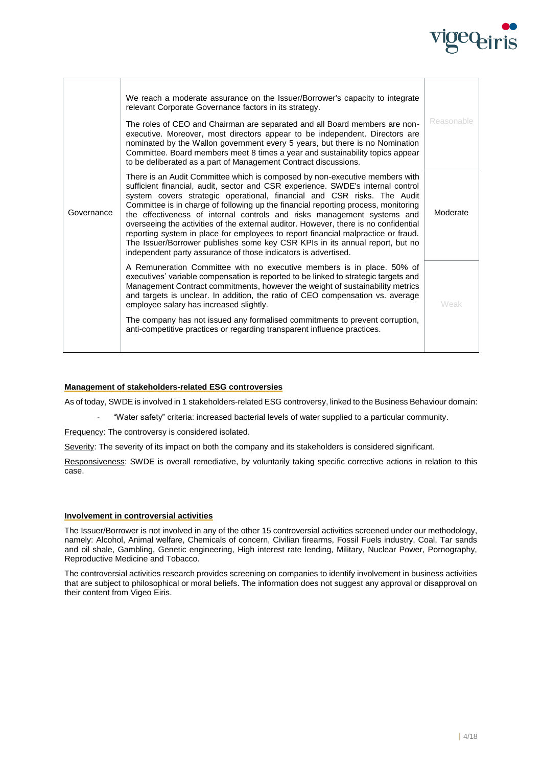| | | |
|---|---|---|
| Governance | We reach a moderate assurance on the Issuer/Borrower's capacity to integrate relevant Corporate Governance factors in its strategy. The roles of CEO and Chairman are separated and all Board members are non-executive. Moreover, most directors appear to be independent. Directors are nominated by the Wallon government every 5 years, but there is no Nomination Committee. Board members meet 8 times a year and sustainability topics appear to be deliberated as a part of Management Contract discussions. | Reasonable |
| | There is an Audit Committee which is composed by non-executive members with sufficient financial, audit, sector and CSR experience. SWDE's internal control system covers strategic operational, financial and CSR risks. The Audit Committee is in charge of following up the financial reporting process, monitoring the effectiveness of internal controls and risks management systems and overseeing the activities of the external auditor. However, there is no confidential reporting system in place for employees to report financial malpractice or fraud. The Issuer/Borrower publishes some key CSR KPIs in its annual report, but no independent party assurance of those indicators is advertised. | Moderate |
| | A Remuneration Committee with no executive members is in place. 50% of executives' variable compensation is reported to be linked to strategic targets and Management Contract commitments, however the weight of sustainability metrics and targets is unclear. In addition, the ratio of CEO compensation vs. average employee salary has increased slightly. The company has not issued any formalised commitments to prevent corruption, anti-competitive practices or regarding transparent influence practices. | Weak |

**Management of stakeholders-related ESG controversies**

As of today, SWDE is involved in 1 stakeholders-related ESG controversy, linked to the Business Behaviour domain:

- "Water safety" criteria: increased bacterial levels of water supplied to a particular community.

Frequency: The controversy is considered isolated.

Severity: The severity of its impact on both the company and its stakeholders is considered significant.

Responsiveness: SWDE is overall remediative, by voluntarily taking specific corrective actions in relation to this case.

**Involvement in controversial activities**

The Issuer/Borrower is not involved in any of the other 15 controversial activities screened under our methodology, namely: Alcohol, Animal welfare, Chemicals of concern, Civilian firearms, Fossil Fuels industry, Coal, Tar sands and oil shale, Gambling, Genetic engineering, High interest rate lending, Military, Nuclear Power, Pornography, Reproductive Medicine and Tobacco.

The controversial activities research provides screening on companies to identify involvement in business activities that are subject to philosophical or moral beliefs. The information does not suggest any approval or disapproval on their content from Vigeo Eiris.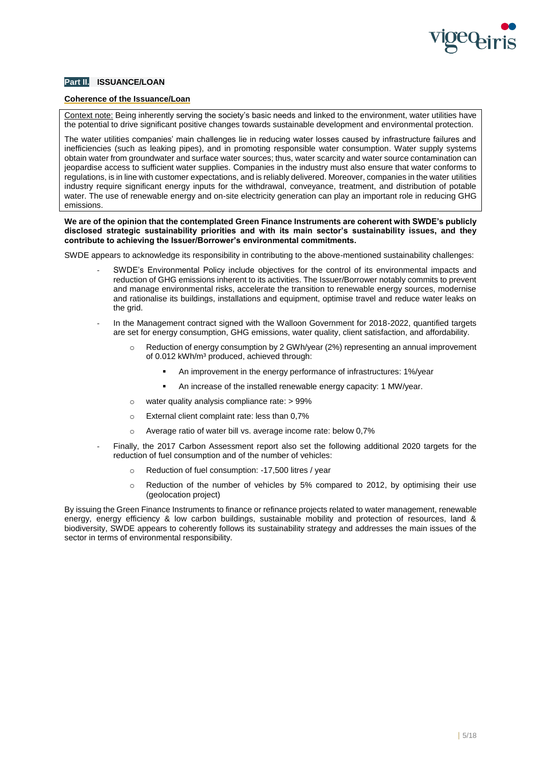## Part II. ISSUANCE/LOAN

### Coherence of the Issuance/Loan

Context note: Being inherently serving the society's basic needs and linked to the environment, water utilities have the potential to drive significant positive changes towards sustainable development and environmental protection.

The water utilities companies' main challenges lie in reducing water losses caused by infrastructure failures and inefficiencies (such as leaking pipes), and in promoting responsible water consumption. Water supply systems obtain water from groundwater and surface water sources; thus, water scarcity and water source contamination can jeopardise access to sufficient water supplies. Companies in the industry must also ensure that water conforms to regulations, is in line with customer expectations, and is reliably delivered. Moreover, companies in the water utilities industry require significant energy inputs for the withdrawal, conveyance, treatment, and distribution of potable water. The use of renewable energy and on-site electricity generation can play an important role in reducing GHG emissions.

**We are of the opinion that the contemplated Green Finance Instruments are coherent with SWDE's publicly disclosed strategic sustainability priorities and with its main sector's sustainability issues, and they contribute to achieving the Issuer/Borrower's environmental commitments.**

SWDE appears to acknowledge its responsibility in contributing to the above-mentioned sustainability challenges:

- SWDE's Environmental Policy include objectives for the control of its environmental impacts and reduction of GHG emissions inherent to its activities. The Issuer/Borrower notably commits to prevent and manage environmental risks, accelerate the transition to renewable energy sources, modernise and rationalise its buildings, installations and equipment, optimise travel and reduce water leaks on the grid.
- In the Management contract signed with the Walloon Government for 2018-2022, quantified targets are set for energy consumption, GHG emissions, water quality, client satisfaction, and affordability.
  - Reduction of energy consumption by 2 GWh/year (2%) representing an annual improvement of 0.012 kWh/m³ produced, achieved through:
    - An improvement in the energy performance of infrastructures: 1%/year
    - An increase of the installed renewable energy capacity: 1 MW/year.
  - water quality analysis compliance rate: > 99%
  - External client complaint rate: less than 0,7%
  - Average ratio of water bill vs. average income rate: below 0,7%
- Finally, the 2017 Carbon Assessment report also set the following additional 2020 targets for the reduction of fuel consumption and of the number of vehicles:
  - Reduction of fuel consumption: -17,500 litres / year
  - Reduction of the number of vehicles by 5% compared to 2012, by optimising their use (geolocation project)

By issuing the Green Finance Instruments to finance or refinance projects related to water management, renewable energy, energy efficiency & low carbon buildings, sustainable mobility and protection of resources, land & biodiversity, SWDE appears to coherently follows its sustainability strategy and addresses the main issues of the sector in terms of environmental responsibility.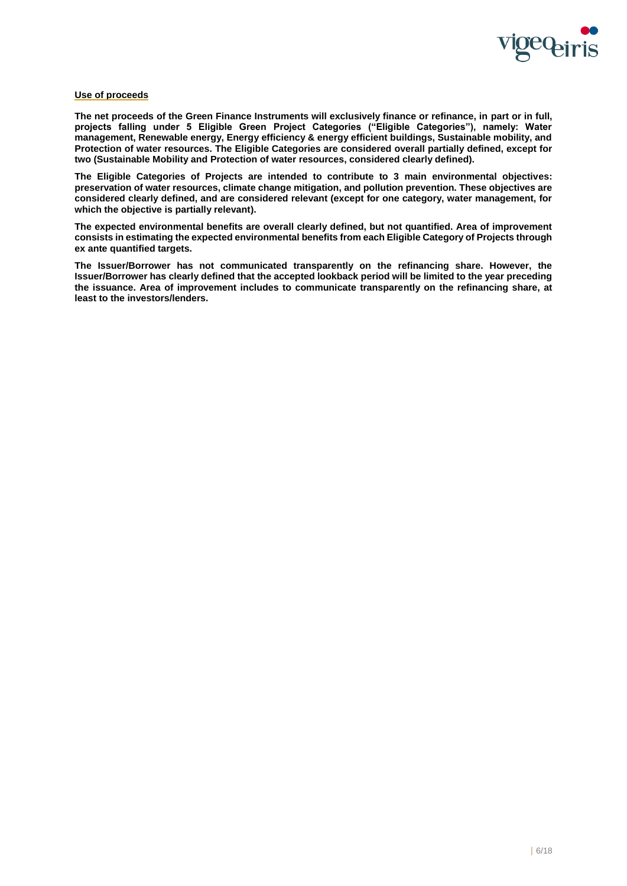**Use of proceeds**

**The net proceeds of the Green Finance Instruments will exclusively finance or refinance, in part or in full, projects falling under 5 Eligible Green Project Categories ("Eligible Categories"), namely: Water management, Renewable energy, Energy efficiency & energy efficient buildings, Sustainable mobility, and Protection of water resources. The Eligible Categories are considered overall partially defined, except for two (Sustainable Mobility and Protection of water resources, considered clearly defined).**

**The Eligible Categories of Projects are intended to contribute to 3 main environmental objectives: preservation of water resources, climate change mitigation, and pollution prevention. These objectives are considered clearly defined, and are considered relevant (except for one category, water management, for which the objective is partially relevant).**

**The expected environmental benefits are overall clearly defined, but not quantified. Area of improvement consists in estimating the expected environmental benefits from each Eligible Category of Projects through ex ante quantified targets.**

**The Issuer/Borrower has not communicated transparently on the refinancing share. However, the Issuer/Borrower has clearly defined that the accepted lookback period will be limited to the year preceding the issuance. Area of improvement includes to communicate transparently on the refinancing share, at least to the investors/lenders.**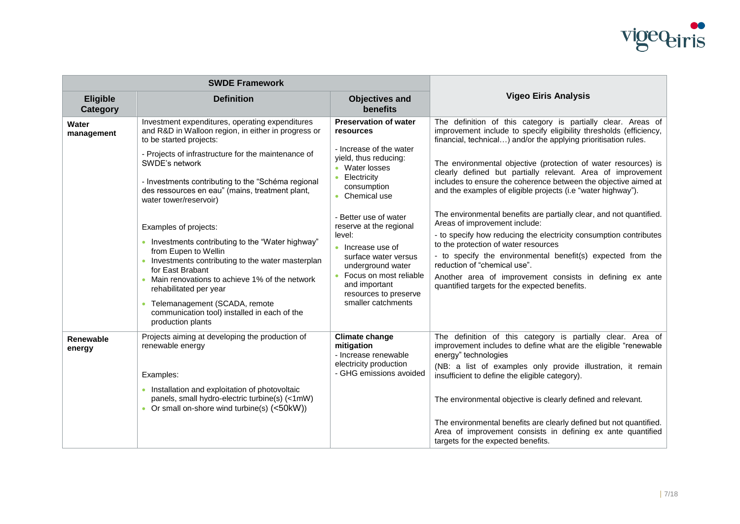| SWDE Framework | | | Vigeo Eiris Analysis |
|---|---|---|---|
| **Eligible Category** | **Definition** | **Objectives and benefits** | |
| **Water management** | Investment expenditures, operating expenditures and R&D in Walloon region, in either in progress or to be started projects:<br><br>- Projects of infrastructure for the maintenance of SWDE's network<br><br>- Investments contributing to the "Schéma regional des ressources en eau" (mains, treatment plant, water tower/reservoir)<br><br>Examples of projects:<br>• Investments contributing to the "Water highway" from Eupen to Wellin<br>• Investments contributing to the water masterplan for East Brabant<br>• Main renovations to achieve 1% of the network rehabilitated per year<br>• Telemanagement (SCADA, remote communication tool) installed in each of the production plants | **Preservation of water resources**<br><br>- Increase of the water yield, thus reducing:<br>• Water losses<br>• Electricity consumption<br>• Chemical use<br><br>- Better use of water reserve at the regional level:<br>• Increase use of surface water versus underground water<br>• Focus on most reliable and important resources to preserve smaller catchments | The definition of this category is partially clear. Areas of improvement include to specify eligibility thresholds (efficiency, financial, technical…) and/or the applying prioritisation rules.<br><br>The environmental objective (protection of water resources) is clearly defined but partially relevant. Area of improvement includes to ensure the coherence between the objective aimed at and the examples of eligible projects (i.e "water highway").<br><br>The environmental benefits are partially clear, and not quantified. Areas of improvement include:<br>- to specify how reducing the electricity consumption contributes to the protection of water resources<br>- to specify the environmental benefit(s) expected from the reduction of "chemical use".<br>Another area of improvement consists in defining ex ante quantified targets for the expected benefits. |
| **Renewable energy** | Projects aiming at developing the production of renewable energy<br><br>Examples:<br>• Installation and exploitation of photovoltaic panels, small hydro-electric turbine(s) (<1mW)<br>• Or small on-shore wind turbine(s) (<50kW)) | **Climate change mitigation**<br>- Increase renewable electricity production<br>- GHG emissions avoided | The definition of this category is partially clear. Area of improvement includes to define what are the eligible "renewable energy" technologies<br>(NB: a list of examples only provide illustration, it remain insufficient to define the eligible category).<br><br>The environmental objective is clearly defined and relevant.<br><br>The environmental benefits are clearly defined but not quantified. Area of improvement consists in defining ex ante quantified targets for the expected benefits. |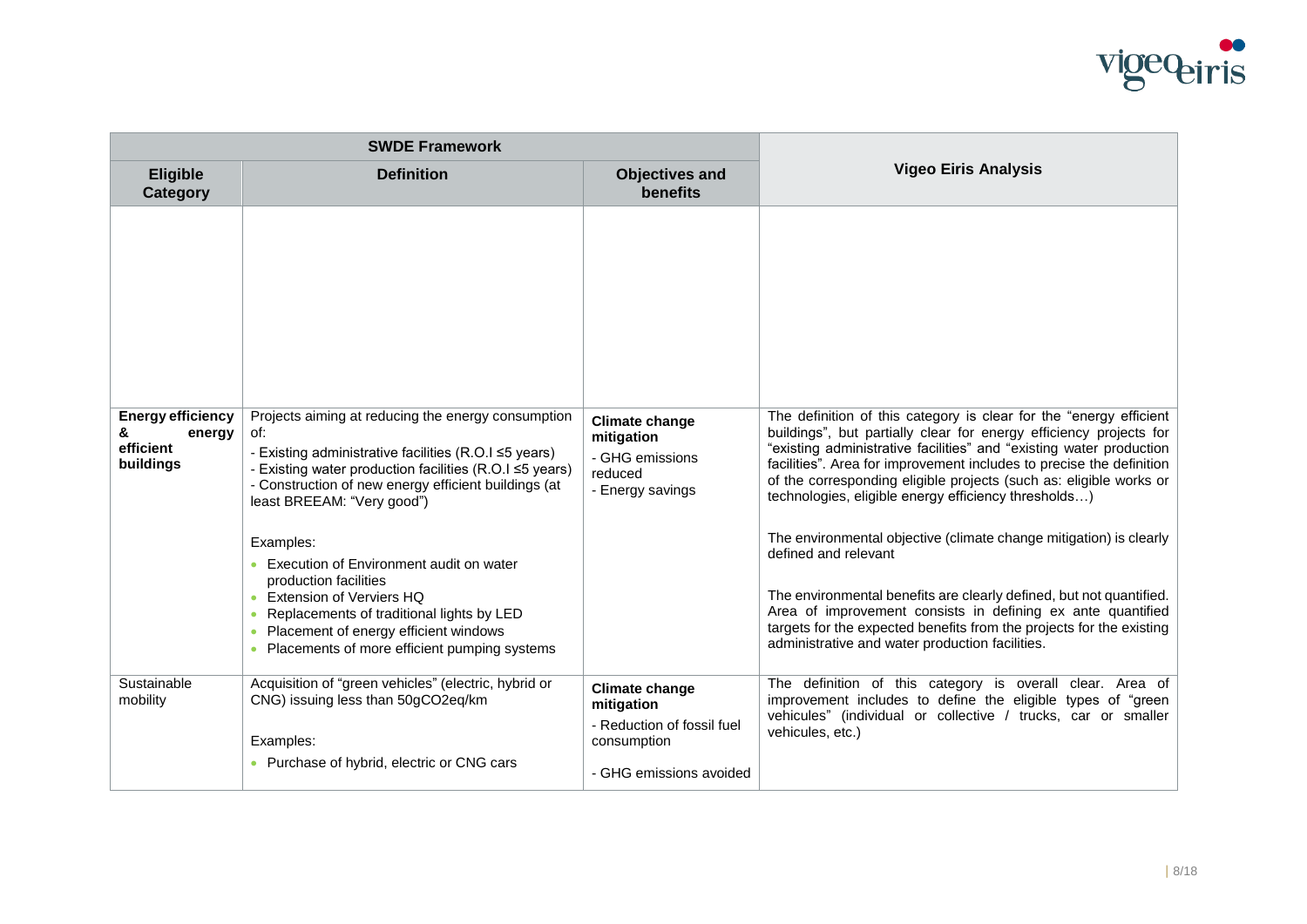| SWDE Framework | | | Vigeo Eiris Analysis |
|---|---|---|---|
| **Eligible Category** | **Definition** | **Objectives and benefits** | |
| | | | |
| **Energy efficiency & energy efficient buildings** | Projects aiming at reducing the energy consumption of:<br>- Existing administrative facilities (R.O.I ≤5 years)<br>- Existing water production facilities (R.O.I ≤5 years)<br>- Construction of new energy efficient buildings (at least BREEAM: "Very good")<br><br>Examples:<br>• Execution of Environment audit on water production facilities<br>• Extension of Verviers HQ<br>• Replacements of traditional lights by LED<br>• Placement of energy efficient windows<br>• Placements of more efficient pumping systems | **Climate change mitigation**<br>- GHG emissions reduced<br>- Energy savings | The definition of this category is clear for the "energy efficient buildings", but partially clear for energy efficiency projects for "existing administrative facilities" and "existing water production facilities". Area for improvement includes to precise the definition of the corresponding eligible projects (such as: eligible works or technologies, eligible energy efficiency thresholds…)<br><br>The environmental objective (climate change mitigation) is clearly defined and relevant<br><br>The environmental benefits are clearly defined, but not quantified. Area of improvement consists in defining ex ante quantified targets for the expected benefits from the projects for the existing administrative and water production facilities. |
| Sustainable mobility | Acquisition of "green vehicles" (electric, hybrid or CNG) issuing less than 50g$CO_2$eq/km<br><br>Examples:<br>• Purchase of hybrid, electric or CNG cars | **Climate change mitigation**<br>- Reduction of fossil fuel consumption<br><br>- GHG emissions avoided | The definition of this category is overall clear. Area of improvement includes to define the eligible types of "green vehicules" (individual or collective / trucks, car or smaller vehicules, etc.) |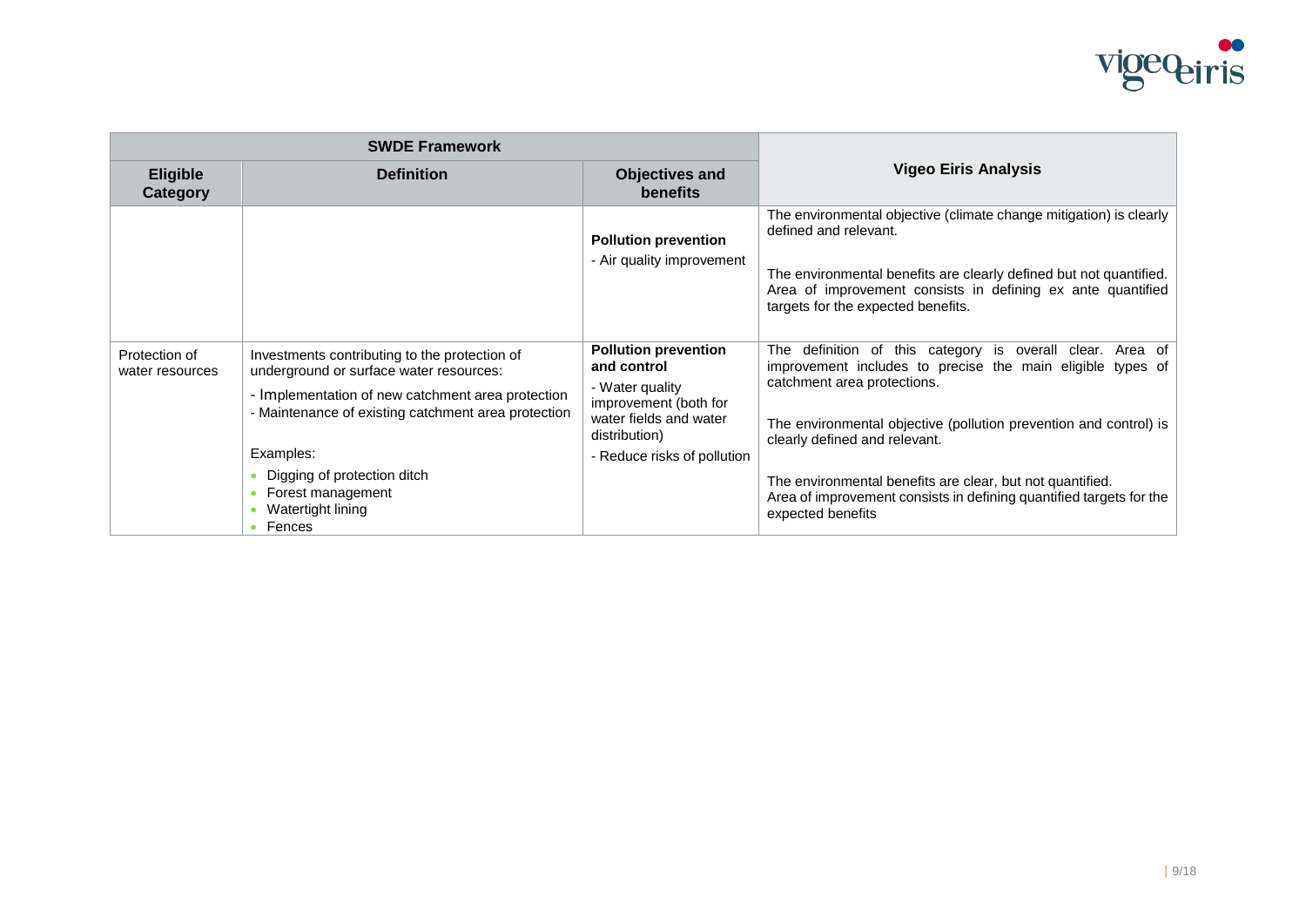| SWDE Framework | | | Vigeo Eiris Analysis |
|---|---|---|---|
| **Eligible Category** | **Definition** | **Objectives and benefits** | |
| | | **Pollution prevention**<br>- Air quality improvement | The environmental objective (climate change mitigation) is clearly defined and relevant.<br><br>The environmental benefits are clearly defined but not quantified. Area of improvement consists in defining ex ante quantified targets for the expected benefits. |
| Protection of water resources | Investments contributing to the protection of underground or surface water resources:<br>- Implementation of new catchment area protection<br>- Maintenance of existing catchment area protection<br><br>Examples:<br>• Digging of protection ditch<br>• Forest management<br>• Watertight lining<br>• Fences | **Pollution prevention and control**<br>- Water quality improvement (both for water fields and water distribution)<br>- Reduce risks of pollution | The definition of this category is overall clear. Area of improvement includes to precise the main eligible types of catchment area protections.<br><br>The environmental objective (pollution prevention and control) is clearly defined and relevant.<br><br>The environmental benefits are clear, but not quantified.<br>Area of improvement consists in defining quantified targets for the expected benefits |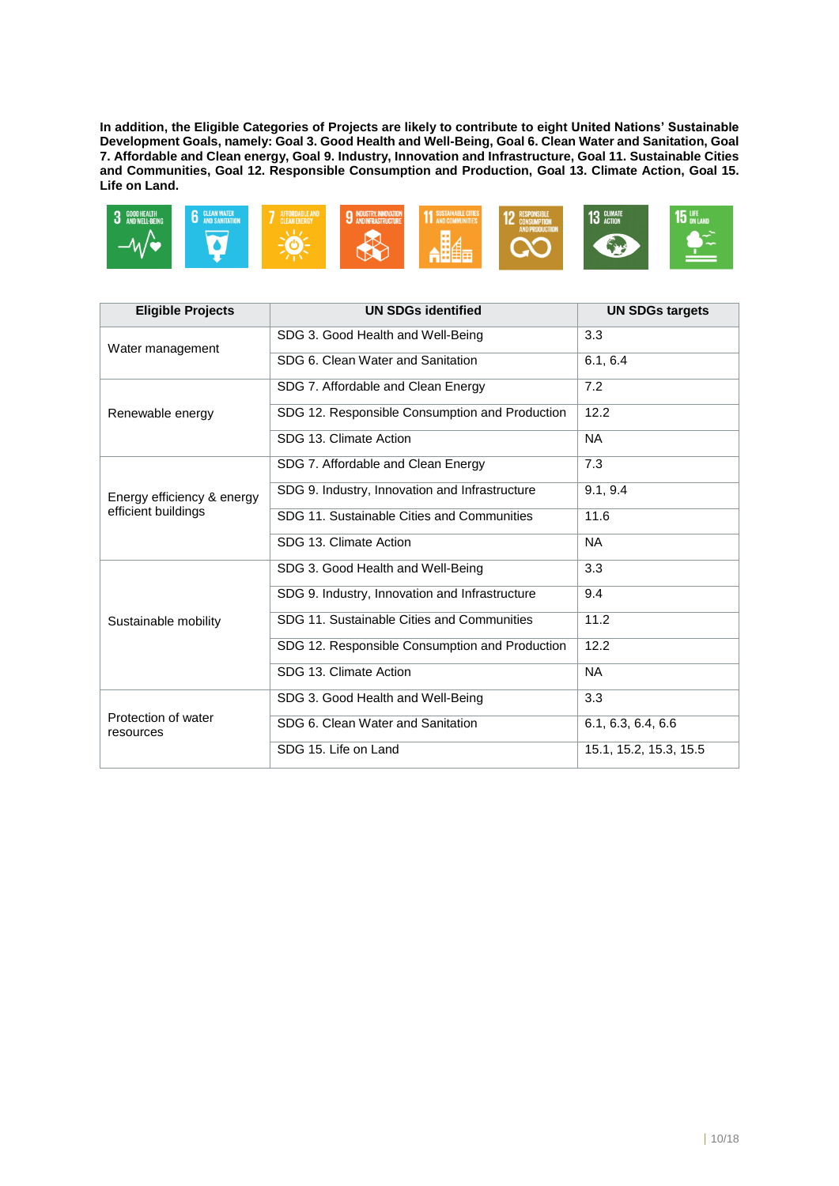**In addition, the Eligible Categories of Projects are likely to contribute to eight United Nations' Sustainable Development Goals, namely: Goal 3. Good Health and Well-Being, Goal 6. Clean Water and Sanitation, Goal 7. Affordable and Clean energy, Goal 9. Industry, Innovation and Infrastructure, Goal 11. Sustainable Cities and Communities, Goal 12. Responsible Consumption and Production, Goal 13. Climate Action, Goal 15. Life on Land.**

| Eligible Projects | UN SDGs identified | UN SDGs targets |
|---|---|---|
| Water management | SDG 3. Good Health and Well-Being | 3.3 |
| | SDG 6. Clean Water and Sanitation | 6.1, 6.4 |
| Renewable energy | SDG 7. Affordable and Clean Energy | 7.2 |
| | SDG 12. Responsible Consumption and Production | 12.2 |
| | SDG 13. Climate Action | NA |
| Energy efficiency & energy efficient buildings | SDG 7. Affordable and Clean Energy | 7.3 |
| | SDG 9. Industry, Innovation and Infrastructure | 9.1, 9.4 |
| | SDG 11. Sustainable Cities and Communities | 11.6 |
| | SDG 13. Climate Action | NA |
| Sustainable mobility | SDG 3. Good Health and Well-Being | 3.3 |
| | SDG 9. Industry, Innovation and Infrastructure | 9.4 |
| | SDG 11. Sustainable Cities and Communities | 11.2 |
| | SDG 12. Responsible Consumption and Production | 12.2 |
| | SDG 13. Climate Action | NA |
| Protection of water resources | SDG 3. Good Health and Well-Being | 3.3 |
| | SDG 6. Clean Water and Sanitation | 6.1, 6.3, 6.4, 6.6 |
| | SDG 15. Life on Land | 15.1, 15.2, 15.3, 15.5 |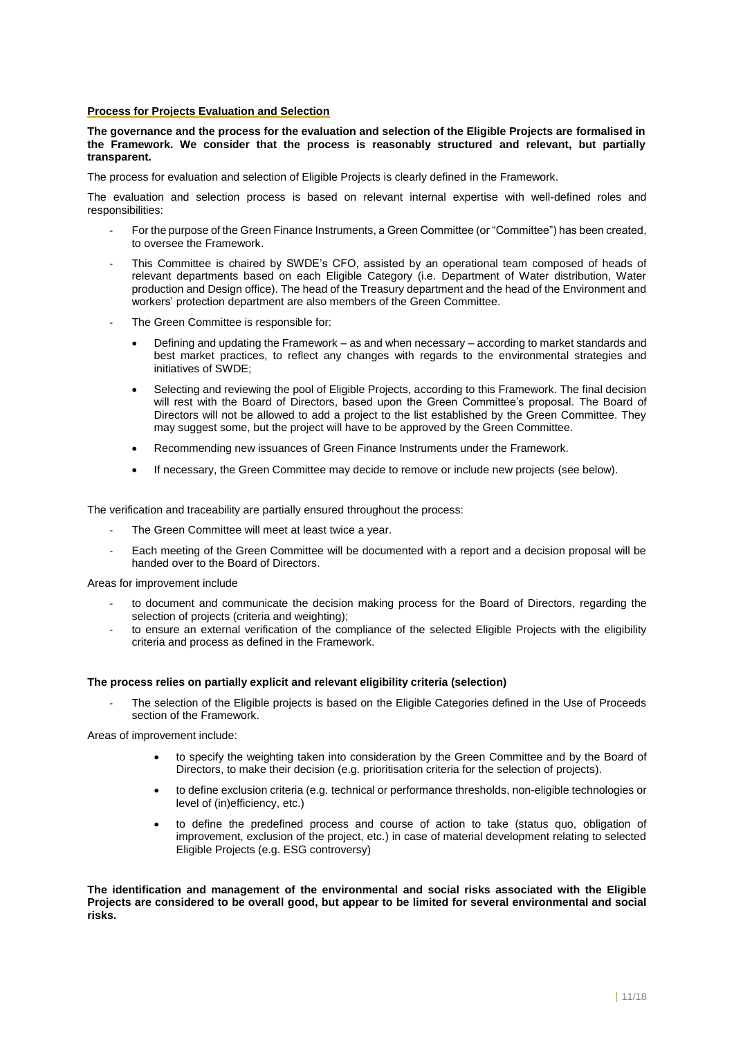**Process for Projects Evaluation and Selection**

**The governance and the process for the evaluation and selection of the Eligible Projects are formalised in the Framework. We consider that the process is reasonably structured and relevant, but partially transparent.**

The process for evaluation and selection of Eligible Projects is clearly defined in the Framework.

The evaluation and selection process is based on relevant internal expertise with well-defined roles and responsibilities:

- For the purpose of the Green Finance Instruments, a Green Committee (or "Committee") has been created, to oversee the Framework.
- This Committee is chaired by SWDE's CFO, assisted by an operational team composed of heads of relevant departments based on each Eligible Category (i.e. Department of Water distribution, Water production and Design office). The head of the Treasury department and the head of the Environment and workers' protection department are also members of the Green Committee.
- The Green Committee is responsible for:
  - Defining and updating the Framework – as and when necessary – according to market standards and best market practices, to reflect any changes with regards to the environmental strategies and initiatives of SWDE;
  - Selecting and reviewing the pool of Eligible Projects, according to this Framework. The final decision will rest with the Board of Directors, based upon the Green Committee's proposal. The Board of Directors will not be allowed to add a project to the list established by the Green Committee. They may suggest some, but the project will have to be approved by the Green Committee.
  - Recommending new issuances of Green Finance Instruments under the Framework.
  - If necessary, the Green Committee may decide to remove or include new projects (see below).

The verification and traceability are partially ensured throughout the process:

- The Green Committee will meet at least twice a year.
- Each meeting of the Green Committee will be documented with a report and a decision proposal will be handed over to the Board of Directors.

Areas for improvement include

- to document and communicate the decision making process for the Board of Directors, regarding the selection of projects (criteria and weighting);
- to ensure an external verification of the compliance of the selected Eligible Projects with the eligibility criteria and process as defined in the Framework.

**The process relies on partially explicit and relevant eligibility criteria (selection)**

- The selection of the Eligible projects is based on the Eligible Categories defined in the Use of Proceeds section of the Framework.

Areas of improvement include:

- to specify the weighting taken into consideration by the Green Committee and by the Board of Directors, to make their decision (e.g. prioritisation criteria for the selection of projects).
- to define exclusion criteria (e.g. technical or performance thresholds, non-eligible technologies or level of (in)efficiency, etc.)
- to define the predefined process and course of action to take (status quo, obligation of improvement, exclusion of the project, etc.) in case of material development relating to selected Eligible Projects (e.g. ESG controversy)

**The identification and management of the environmental and social risks associated with the Eligible Projects are considered to be overall good, but appear to be limited for several environmental and social risks.**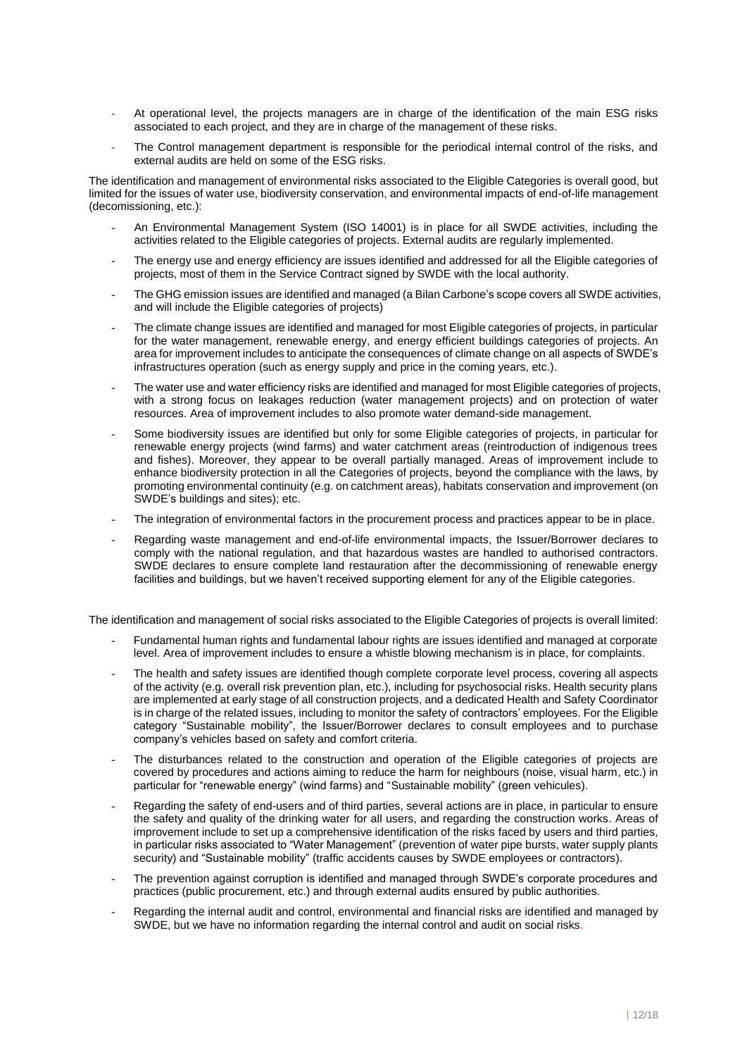- At operational level, the projects managers are in charge of the identification of the main ESG risks associated to each project, and they are in charge of the management of these risks.
- The Control management department is responsible for the periodical internal control of the risks, and external audits are held on some of the ESG risks.

The identification and management of environmental risks associated to the Eligible Categories is overall good, but limited for the issues of water use, biodiversity conservation, and environmental impacts of end-of-life management (decomissioning, etc.):

- An Environmental Management System (ISO 14001) is in place for all SWDE activities, including the activities related to the Eligible categories of projects. External audits are regularly implemented.
- The energy use and energy efficiency are issues identified and addressed for all the Eligible categories of projects, most of them in the Service Contract signed by SWDE with the local authority.
- The GHG emission issues are identified and managed (a Bilan Carbone's scope covers all SWDE activities, and will include the Eligible categories of projects)
- The climate change issues are identified and managed for most Eligible categories of projects, in particular for the water management, renewable energy, and energy efficient buildings categories of projects. An area for improvement includes to anticipate the consequences of climate change on all aspects of SWDE's infrastructures operation (such as energy supply and price in the coming years, etc.).
- The water use and water efficiency risks are identified and managed for most Eligible categories of projects, with a strong focus on leakages reduction (water management projects) and on protection of water resources. Area of improvement includes to also promote water demand-side management.
- Some biodiversity issues are identified but only for some Eligible categories of projects, in particular for renewable energy projects (wind farms) and water catchment areas (reintroduction of indigenous trees and fishes). Moreover, they appear to be overall partially managed. Areas of improvement include to enhance biodiversity protection in all the Categories of projects, beyond the compliance with the laws, by promoting environmental continuity (e.g. on catchment areas), habitats conservation and improvement (on SWDE's buildings and sites); etc.
- The integration of environmental factors in the procurement process and practices appear to be in place.
- Regarding waste management and end-of-life environmental impacts, the Issuer/Borrower declares to comply with the national regulation, and that hazardous wastes are handled to authorised contractors. SWDE declares to ensure complete land restauration after the decommissioning of renewable energy facilities and buildings, but we haven't received supporting element for any of the Eligible categories.

The identification and management of social risks associated to the Eligible Categories of projects is overall limited:

- Fundamental human rights and fundamental labour rights are issues identified and managed at corporate level. Area of improvement includes to ensure a whistle blowing mechanism is in place, for complaints.
- The health and safety issues are identified though complete corporate level process, covering all aspects of the activity (e.g. overall risk prevention plan, etc.), including for psychosocial risks. Health security plans are implemented at early stage of all construction projects, and a dedicated Health and Safety Coordinator is in charge of the related issues, including to monitor the safety of contractors' employees. For the Eligible category "Sustainable mobility", the Issuer/Borrower declares to consult employees and to purchase company's vehicles based on safety and comfort criteria.
- The disturbances related to the construction and operation of the Eligible categories of projects are covered by procedures and actions aiming to reduce the harm for neighbours (noise, visual harm, etc.) in particular for "renewable energy" (wind farms) and "Sustainable mobility" (green vehicules).
- Regarding the safety of end-users and of third parties, several actions are in place, in particular to ensure the safety and quality of the drinking water for all users, and regarding the construction works. Areas of improvement include to set up a comprehensive identification of the risks faced by users and third parties, in particular risks associated to "Water Management" (prevention of water pipe bursts, water supply plants security) and "Sustainable mobility" (traffic accidents causes by SWDE employees or contractors).
- The prevention against corruption is identified and managed through SWDE's corporate procedures and practices (public procurement, etc.) and through external audits ensured by public authorities.
- Regarding the internal audit and control, environmental and financial risks are identified and managed by SWDE, but we have no information regarding the internal control and audit on social risks.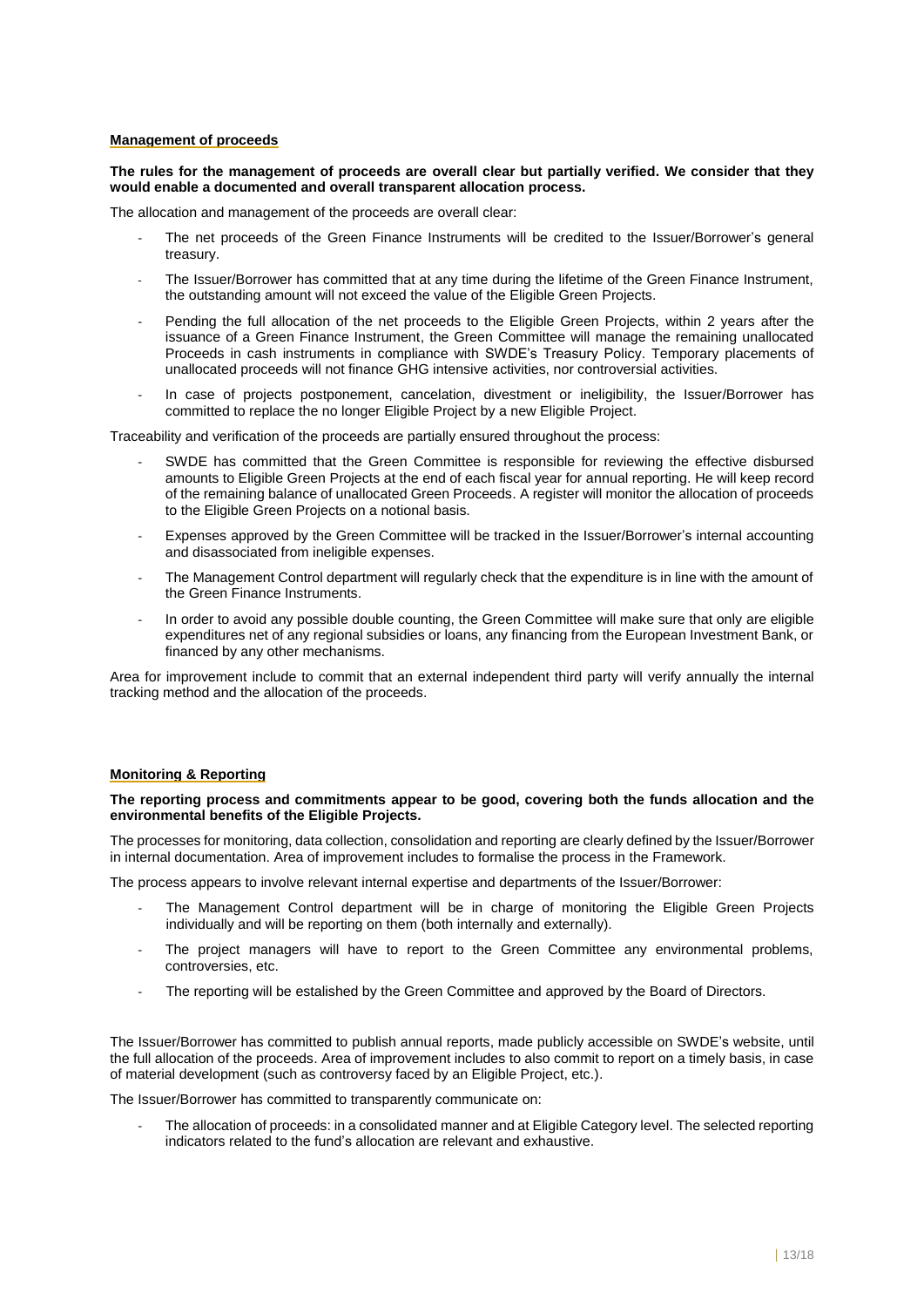**Management of proceeds**

**The rules for the management of proceeds are overall clear but partially verified. We consider that they would enable a documented and overall transparent allocation process.**

The allocation and management of the proceeds are overall clear:

- The net proceeds of the Green Finance Instruments will be credited to the Issuer/Borrower's general treasury.
- The Issuer/Borrower has committed that at any time during the lifetime of the Green Finance Instrument, the outstanding amount will not exceed the value of the Eligible Green Projects.
- Pending the full allocation of the net proceeds to the Eligible Green Projects, within 2 years after the issuance of a Green Finance Instrument, the Green Committee will manage the remaining unallocated Proceeds in cash instruments in compliance with SWDE's Treasury Policy. Temporary placements of unallocated proceeds will not finance GHG intensive activities, nor controversial activities.
- In case of projects postponement, cancelation, divestment or ineligibility, the Issuer/Borrower has committed to replace the no longer Eligible Project by a new Eligible Project.

Traceability and verification of the proceeds are partially ensured throughout the process:

- SWDE has committed that the Green Committee is responsible for reviewing the effective disbursed amounts to Eligible Green Projects at the end of each fiscal year for annual reporting. He will keep record of the remaining balance of unallocated Green Proceeds. A register will monitor the allocation of proceeds to the Eligible Green Projects on a notional basis.
- Expenses approved by the Green Committee will be tracked in the Issuer/Borrower's internal accounting and disassociated from ineligible expenses.
- The Management Control department will regularly check that the expenditure is in line with the amount of the Green Finance Instruments.
- In order to avoid any possible double counting, the Green Committee will make sure that only are eligible expenditures net of any regional subsidies or loans, any financing from the European Investment Bank, or financed by any other mechanisms.

Area for improvement include to commit that an external independent third party will verify annually the internal tracking method and the allocation of the proceeds.

**Monitoring & Reporting**

**The reporting process and commitments appear to be good, covering both the funds allocation and the environmental benefits of the Eligible Projects.**

The processes for monitoring, data collection, consolidation and reporting are clearly defined by the Issuer/Borrower in internal documentation. Area of improvement includes to formalise the process in the Framework.

The process appears to involve relevant internal expertise and departments of the Issuer/Borrower:

- The Management Control department will be in charge of monitoring the Eligible Green Projects individually and will be reporting on them (both internally and externally).
- The project managers will have to report to the Green Committee any environmental problems, controversies, etc.
- The reporting will be estalished by the Green Committee and approved by the Board of Directors.

The Issuer/Borrower has committed to publish annual reports, made publicly accessible on SWDE's website, until the full allocation of the proceeds. Area of improvement includes to also commit to report on a timely basis, in case of material development (such as controversy faced by an Eligible Project, etc.).

The Issuer/Borrower has committed to transparently communicate on:

- The allocation of proceeds: in a consolidated manner and at Eligible Category level. The selected reporting indicators related to the fund's allocation are relevant and exhaustive.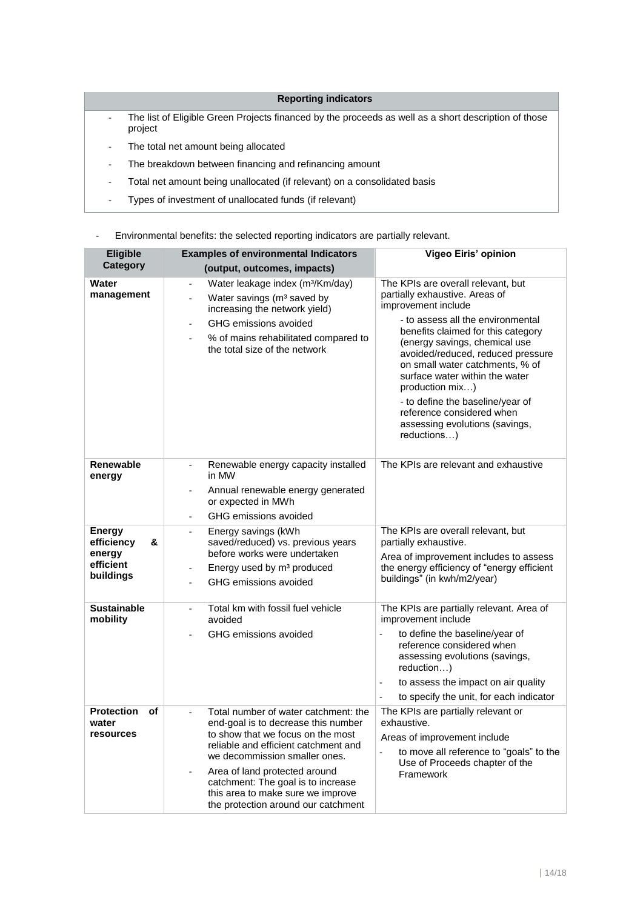| Reporting indicators |
|---|
| - The list of Eligible Green Projects financed by the proceeds as well as a short description of those project<br>- The total net amount being allocated<br>- The breakdown between financing and refinancing amount<br>- Total net amount being unallocated (if relevant) on a consolidated basis<br>- Types of investment of unallocated funds (if relevant) |

- Environmental benefits: the selected reporting indicators are partially relevant.

| Eligible Category | Examples of environmental Indicators (output, outcomes, impacts) | Vigeo Eiris' opinion |
|---|---|---|
| **Water management** | - Water leakage index ($m^3$/Km/day)<br>- Water savings ($m^3$ saved by increasing the network yield)<br>- GHG emissions avoided<br>- % of mains rehabilitated compared to the total size of the network | The KPIs are overall relevant, but partially exhaustive. Areas of improvement include<br>- to assess all the environmental benefits claimed for this category (energy savings, chemical use avoided/reduced, reduced pressure on small water catchments, % of surface water within the water production mix…)<br>- to define the baseline/year of reference considered when assessing evolutions (savings, reductions…) |
| **Renewable energy** | - Renewable energy capacity installed in MW<br>- Annual renewable energy generated or expected in MWh<br>- GHG emissions avoided | The KPIs are relevant and exhaustive |
| **Energy efficiency & energy efficient buildings** | - Energy savings (kWh saved/reduced) vs. previous years before works were undertaken<br>- Energy used by $m^3$ produced<br>- GHG emissions avoided | The KPIs are overall relevant, but partially exhaustive.<br>Area of improvement includes to assess the energy efficiency of "energy efficient buildings" (in kwh/m2/year) |
| **Sustainable mobility** | - Total km with fossil fuel vehicle avoided<br>- GHG emissions avoided | The KPIs are partially relevant. Area of improvement include<br>- to define the baseline/year of reference considered when assessing evolutions (savings, reduction…)<br>- to assess the impact on air quality<br>- to specify the unit, for each indicator |
| **Protection of water resources** | - Total number of water catchment: the end-goal is to decrease this number to show that we focus on the most reliable and efficient catchment and we decommission smaller ones.<br>- Area of land protected around catchment: The goal is to increase this area to make sure we improve the protection around our catchment | The KPIs are partially relevant or exhaustive.<br>Areas of improvement include<br>- to move all reference to "goals" to the Use of Proceeds chapter of the Framework |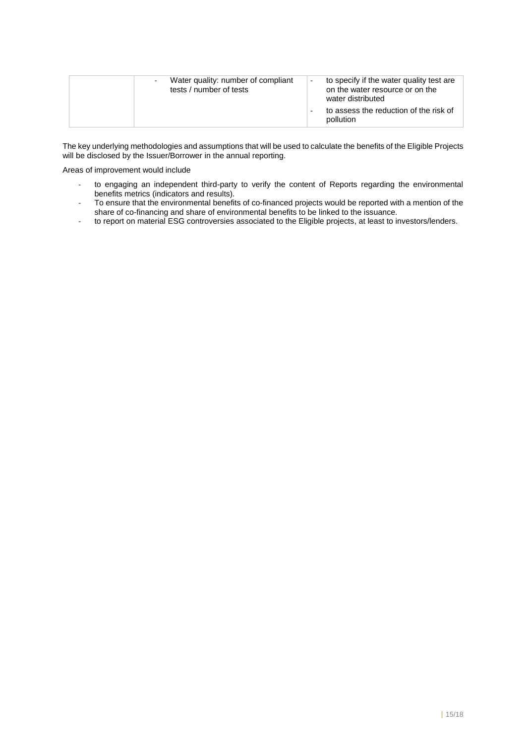|  | - Water quality: number of compliant tests / number of tests | - to specify if the water quality test are on the water resource or on the water distributed<br>- to assess the reduction of the risk of pollution |
|---|---|---|

The key underlying methodologies and assumptions that will be used to calculate the benefits of the Eligible Projects will be disclosed by the Issuer/Borrower in the annual reporting.

Areas of improvement would include

- to engaging an independent third-party to verify the content of Reports regarding the environmental benefits metrics (indicators and results).
- To ensure that the environmental benefits of co-financed projects would be reported with a mention of the share of co-financing and share of environmental benefits to be linked to the issuance.
- to report on material ESG controversies associated to the Eligible projects, at least to investors/lenders.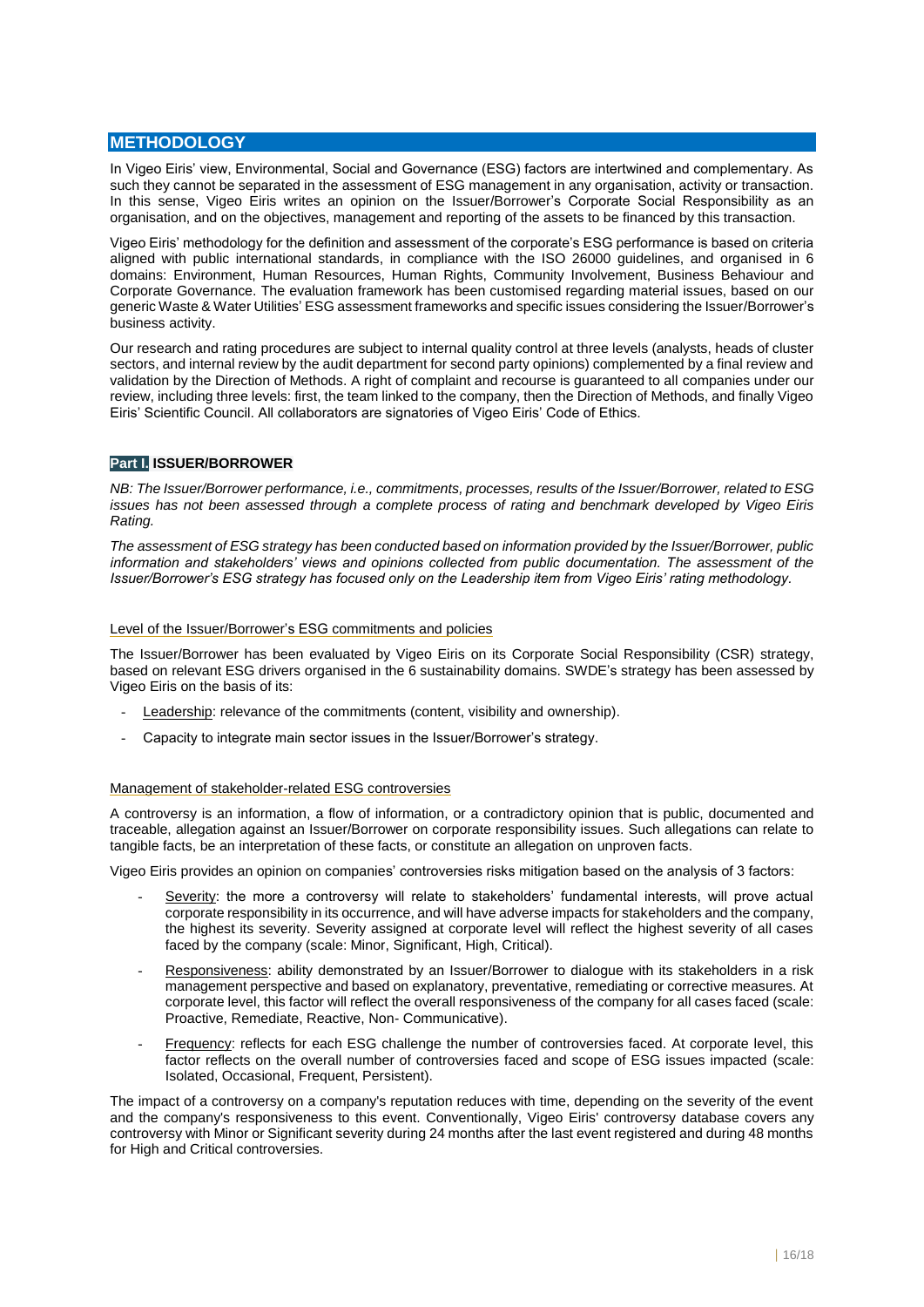## METHODOLOGY

In Vigeo Eiris' view, Environmental, Social and Governance (ESG) factors are intertwined and complementary. As such they cannot be separated in the assessment of ESG management in any organisation, activity or transaction. In this sense, Vigeo Eiris writes an opinion on the Issuer/Borrower's Corporate Social Responsibility as an organisation, and on the objectives, management and reporting of the assets to be financed by this transaction.

Vigeo Eiris' methodology for the definition and assessment of the corporate's ESG performance is based on criteria aligned with public international standards, in compliance with the ISO 26000 guidelines, and organised in 6 domains: Environment, Human Resources, Human Rights, Community Involvement, Business Behaviour and Corporate Governance. The evaluation framework has been customised regarding material issues, based on our generic Waste & Water Utilities' ESG assessment frameworks and specific issues considering the Issuer/Borrower's business activity.

Our research and rating procedures are subject to internal quality control at three levels (analysts, heads of cluster sectors, and internal review by the audit department for second party opinions) complemented by a final review and validation by the Direction of Methods. A right of complaint and recourse is guaranteed to all companies under our review, including three levels: first, the team linked to the company, then the Direction of Methods, and finally Vigeo Eiris' Scientific Council. All collaborators are signatories of Vigeo Eiris' Code of Ethics.

### Part I. ISSUER/BORROWER

*NB: The Issuer/Borrower performance, i.e., commitments, processes, results of the Issuer/Borrower, related to ESG issues has not been assessed through a complete process of rating and benchmark developed by Vigeo Eiris Rating.*

*The assessment of ESG strategy has been conducted based on information provided by the Issuer/Borrower, public information and stakeholders' views and opinions collected from public documentation. The assessment of the Issuer/Borrower's ESG strategy has focused only on the Leadership item from Vigeo Eiris' rating methodology.*

#### Level of the Issuer/Borrower's ESG commitments and policies

The Issuer/Borrower has been evaluated by Vigeo Eiris on its Corporate Social Responsibility (CSR) strategy, based on relevant ESG drivers organised in the 6 sustainability domains. SWDE's strategy has been assessed by Vigeo Eiris on the basis of its:

- Leadership: relevance of the commitments (content, visibility and ownership).
- Capacity to integrate main sector issues in the Issuer/Borrower's strategy.

#### Management of stakeholder-related ESG controversies

A controversy is an information, a flow of information, or a contradictory opinion that is public, documented and traceable, allegation against an Issuer/Borrower on corporate responsibility issues. Such allegations can relate to tangible facts, be an interpretation of these facts, or constitute an allegation on unproven facts.

Vigeo Eiris provides an opinion on companies' controversies risks mitigation based on the analysis of 3 factors:

- Severity: the more a controversy will relate to stakeholders' fundamental interests, will prove actual corporate responsibility in its occurrence, and will have adverse impacts for stakeholders and the company, the highest its severity. Severity assigned at corporate level will reflect the highest severity of all cases faced by the company (scale: Minor, Significant, High, Critical).
- Responsiveness: ability demonstrated by an Issuer/Borrower to dialogue with its stakeholders in a risk management perspective and based on explanatory, preventative, remediating or corrective measures. At corporate level, this factor will reflect the overall responsiveness of the company for all cases faced (scale: Proactive, Remediate, Reactive, Non- Communicative).
- Frequency: reflects for each ESG challenge the number of controversies faced. At corporate level, this factor reflects on the overall number of controversies faced and scope of ESG issues impacted (scale: Isolated, Occasional, Frequent, Persistent).

The impact of a controversy on a company's reputation reduces with time, depending on the severity of the event and the company's responsiveness to this event. Conventionally, Vigeo Eiris' controversy database covers any controversy with Minor or Significant severity during 24 months after the last event registered and during 48 months for High and Critical controversies.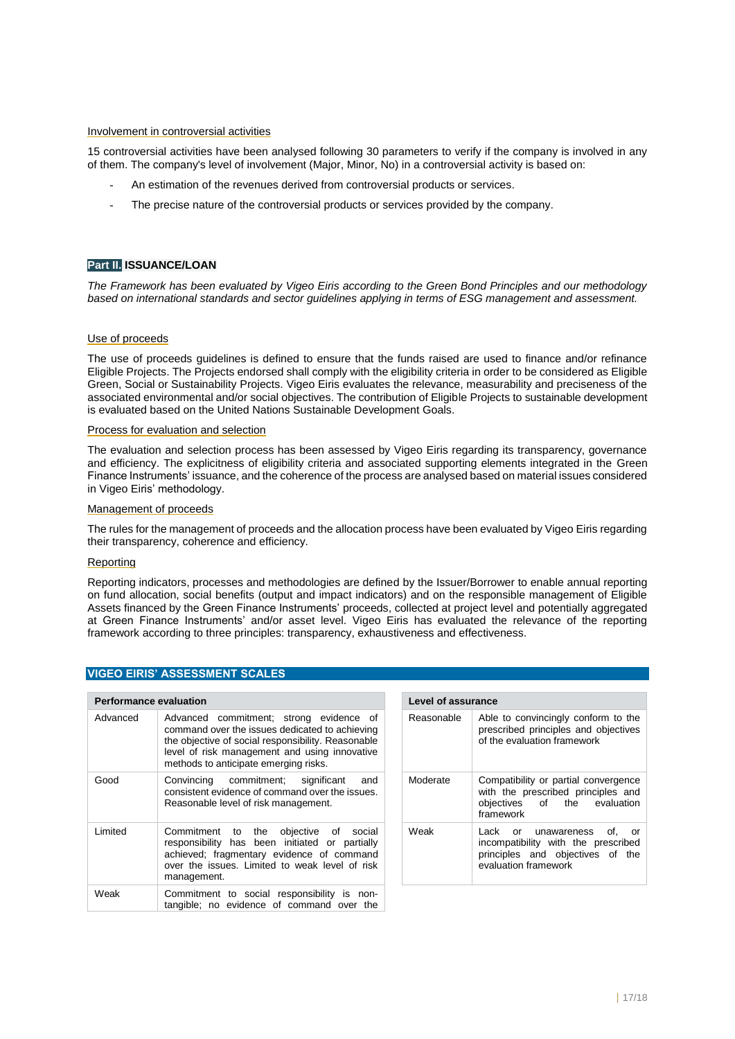Involvement in controversial activities

15 controversial activities have been analysed following 30 parameters to verify if the company is involved in any of them. The company's level of involvement (Major, Minor, No) in a controversial activity is based on:

- An estimation of the revenues derived from controversial products or services.
- The precise nature of the controversial products or services provided by the company.

## Part II. ISSUANCE/LOAN

*The Framework has been evaluated by Vigeo Eiris according to the Green Bond Principles and our methodology based on international standards and sector guidelines applying in terms of ESG management and assessment.*

Use of proceeds

The use of proceeds guidelines is defined to ensure that the funds raised are used to finance and/or refinance Eligible Projects. The Projects endorsed shall comply with the eligibility criteria in order to be considered as Eligible Green, Social or Sustainability Projects. Vigeo Eiris evaluates the relevance, measurability and preciseness of the associated environmental and/or social objectives. The contribution of Eligible Projects to sustainable development is evaluated based on the United Nations Sustainable Development Goals.

Process for evaluation and selection

The evaluation and selection process has been assessed by Vigeo Eiris regarding its transparency, governance and efficiency. The explicitness of eligibility criteria and associated supporting elements integrated in the Green Finance Instruments' issuance, and the coherence of the process are analysed based on material issues considered in Vigeo Eiris' methodology.

Management of proceeds

The rules for the management of proceeds and the allocation process have been evaluated by Vigeo Eiris regarding their transparency, coherence and efficiency.

Reporting

Reporting indicators, processes and methodologies are defined by the Issuer/Borrower to enable annual reporting on fund allocation, social benefits (output and impact indicators) and on the responsible management of Eligible Assets financed by the Green Finance Instruments' proceeds, collected at project level and potentially aggregated at Green Finance Instruments' and/or asset level. Vigeo Eiris has evaluated the relevance of the reporting framework according to three principles: transparency, exhaustiveness and effectiveness.

## VIGEO EIRIS' ASSESSMENT SCALES

| Performance evaluation | |
|---|---|
| Advanced | Advanced commitment; strong evidence of command over the issues dedicated to achieving the objective of social responsibility. Reasonable level of risk management and using innovative methods to anticipate emerging risks. |
| Good | Convincing commitment; significant and consistent evidence of command over the issues. Reasonable level of risk management. |
| Limited | Commitment to the objective of social responsibility has been initiated or partially achieved; fragmentary evidence of command over the issues. Limited to weak level of risk management. |
| Weak | Commitment to social responsibility is non-tangible; no evidence of command over the |

| Level of assurance | |
|---|---|
| Reasonable | Able to convincingly conform to the prescribed principles and objectives of the evaluation framework |
| Moderate | Compatibility or partial convergence with the prescribed principles and objectives of the evaluation framework |
| Weak | Lack or unawareness of, or incompatibility with the prescribed principles and objectives of the evaluation framework |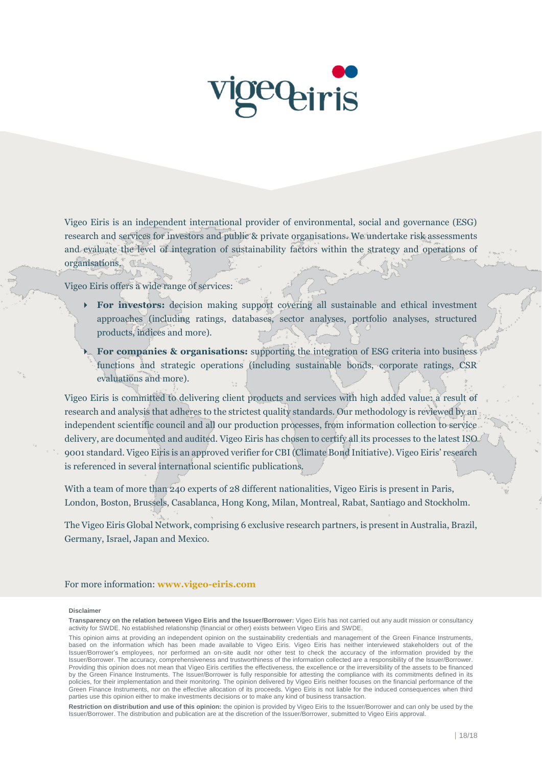Vigeo Eiris is an independent international provider of environmental, social and governance (ESG) research and services for investors and public & private organisations. We undertake risk assessments and evaluate the level of integration of sustainability factors within the strategy and operations of organisations.

Vigeo Eiris offers a wide range of services:

- **For investors:** decision making support covering all sustainable and ethical investment approaches (including ratings, databases, sector analyses, portfolio analyses, structured products, indices and more).
- **For companies & organisations:** supporting the integration of ESG criteria into business functions and strategic operations (including sustainable bonds, corporate ratings, CSR evaluations and more).

Vigeo Eiris is committed to delivering client products and services with high added value: a result of research and analysis that adheres to the strictest quality standards. Our methodology is reviewed by an independent scientific council and all our production processes, from information collection to service delivery, are documented and audited. Vigeo Eiris has chosen to certify all its processes to the latest ISO 9001 standard. Vigeo Eiris is an approved verifier for CBI (Climate Bond Initiative). Vigeo Eiris' research is referenced in several international scientific publications.

With a team of more than 240 experts of 28 different nationalities, Vigeo Eiris is present in Paris, London, Boston, Brussels, Casablanca, Hong Kong, Milan, Montreal, Rabat, Santiago and Stockholm.

The Vigeo Eiris Global Network, comprising 6 exclusive research partners, is present in Australia, Brazil, Germany, Israel, Japan and Mexico.

For more information: **www.vigeo-eiris.com**

**Disclaimer**

**Transparency on the relation between Vigeo Eiris and the Issuer/Borrower:** Vigeo Eiris has not carried out any audit mission or consultancy activity for SWDE. No established relationship (financial or other) exists between Vigeo Eiris and SWDE.

This opinion aims at providing an independent opinion on the sustainability credentials and management of the Green Finance Instruments, based on the information which has been made available to Vigeo Eiris. Vigeo Eiris has neither interviewed stakeholders out of the Issuer/Borrower's employees, nor performed an on-site audit nor other test to check the accuracy of the information provided by the Issuer/Borrower. The accuracy, comprehensiveness and trustworthiness of the information collected are a responsibility of the Issuer/Borrower. Providing this opinion does not mean that Vigeo Eiris certifies the effectiveness, the excellence or the irreversibility of the assets to be financed by the Green Finance Instruments. The Issuer/Borrower is fully responsible for attesting the compliance with its commitments defined in its policies, for their implementation and their monitoring. The opinion delivered by Vigeo Eiris neither focuses on the financial performance of the Green Finance Instruments, nor on the effective allocation of its proceeds. Vigeo Eiris is not liable for the induced consequences when third parties use this opinion either to make investments decisions or to make any kind of business transaction.

**Restriction on distribution and use of this opinion:** the opinion is provided by Vigeo Eiris to the Issuer/Borrower and can only be used by the Issuer/Borrower. The distribution and publication are at the discretion of the Issuer/Borrower, submitted to Vigeo Eiris approval.